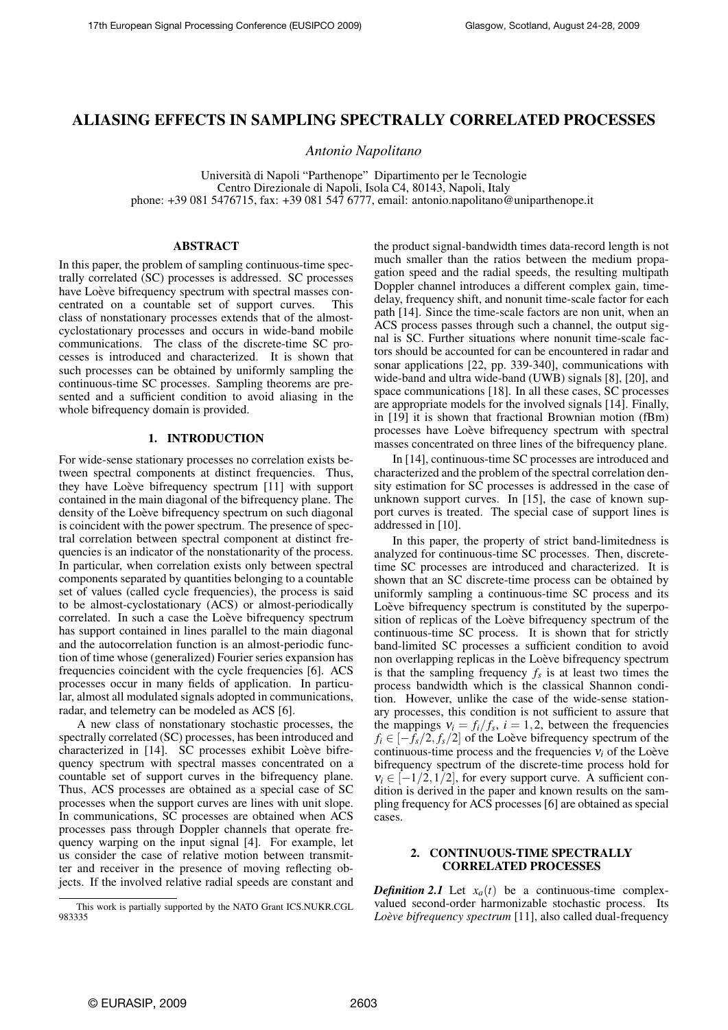# ALIASING EFFECTS IN SAMPLING SPECTRALLY CORRELATED PROCESSES

*Antonio Napolitano*

Università di Napoli "Parthenope" Dipartimento per le Tecnologie
Centro Direzionale di Napoli, Isola C4, 80143, Napoli, Italy
phone: +39 081 5476715, fax: +39 081 547 6777, email: antonio.napolitano@uniparthenope.it

## ABSTRACT

In this paper, the problem of sampling continuous-time spectrally correlated (SC) processes is addressed. SC processes have Loève bifrequency spectrum with spectral masses concentrated on a countable set of support curves. This class of nonstationary processes extends that of the almost-cyclostationary processes and occurs in wide-band mobile communications. The class of the discrete-time SC processes is introduced and characterized. It is shown that such processes can be obtained by uniformly sampling the continuous-time SC processes. Sampling theorems are presented and a sufficient condition to avoid aliasing in the whole bifrequency domain is provided.

## 1. INTRODUCTION

For wide-sense stationary processes no correlation exists between spectral components at distinct frequencies. Thus, they have Loève bifrequency spectrum [11] with support contained in the main diagonal of the bifrequency plane. The density of the Loève bifrequency spectrum on such diagonal is coincident with the power spectrum. The presence of spectral correlation between spectral component at distinct frequencies is an indicator of the nonstationarity of the process. In particular, when correlation exists only between spectral components separated by quantities belonging to a countable set of values (called cycle frequencies), the process is said to be almost-cyclostationary (ACS) or almost-periodically correlated. In such a case the Loève bifrequency spectrum has support contained in lines parallel to the main diagonal and the autocorrelation function is an almost-periodic function of time whose (generalized) Fourier series expansion has frequencies coincident with the cycle frequencies [6]. ACS processes occur in many fields of application. In particular, almost all modulated signals adopted in communications, radar, and telemetry can be modeled as ACS [6].

A new class of nonstationary stochastic processes, the spectrally correlated (SC) processes, has been introduced and characterized in [14]. SC processes exhibit Loève bifrequency spectrum with spectral masses concentrated on a countable set of support curves in the bifrequency plane. Thus, ACS processes are obtained as a special case of SC processes when the support curves are lines with unit slope. In communications, SC processes are obtained when ACS processes pass through Doppler channels that operate frequency warping on the input signal [4]. For example, let us consider the case of relative motion between transmitter and receiver in the presence of moving reflecting objects. If the involved relative radial speeds are constant and the product signal-bandwidth times data-record length is not much smaller than the ratios between the medium propagation speed and the radial speeds, the resulting multipath Doppler channel introduces a different complex gain, time-delay, frequency shift, and nonunit time-scale factor for each path [14]. Since the time-scale factors are non unit, when an ACS process passes through such a channel, the output signal is SC. Further situations where nonunit time-scale factors should be accounted for can be encountered in radar and sonar applications [22, pp. 339-340], communications with wide-band and ultra wide-band (UWB) signals [8], [20], and space communications [18]. In all these cases, SC processes are appropriate models for the involved signals [14]. Finally, in [19] it is shown that fractional Brownian motion (fBm) processes have Loève bifrequency spectrum with spectral masses concentrated on three lines of the bifrequency plane.

In [14], continuous-time SC processes are introduced and characterized and the problem of the spectral correlation density estimation for SC processes is addressed in the case of unknown support curves. In [15], the case of known support curves is treated. The special case of support lines is addressed in [10].

In this paper, the property of strict band-limitedness is analyzed for continuous-time SC processes. Then, discrete-time SC processes are introduced and characterized. It is shown that an SC discrete-time process can be obtained by uniformly sampling a continuous-time SC process and its Loève bifrequency spectrum is constituted by the superposition of replicas of the Loève bifrequency spectrum of the continuous-time SC process. It is shown that for strictly band-limited SC processes a sufficient condition to avoid non overlapping replicas in the Loève bifrequency spectrum is that the sampling frequency $f_s$ is at least two times the process bandwidth which is the classical Shannon condition. However, unlike the case of the wide-sense stationary processes, this condition is not sufficient to assure that the mappings $\nu_i = f_i/f_s$, $i = 1,2$, between the frequencies $f_i \in [-f_s/2, f_s/2]$ of the Loève bifrequency spectrum of the continuous-time process and the frequencies $\nu_i$ of the Loève bifrequency spectrum of the discrete-time process hold for $\nu_i \in [-1/2, 1/2]$, for every support curve. A sufficient condition is derived in the paper and known results on the sampling frequency for ACS processes [6] are obtained as special cases.

## 2. CONTINUOUS-TIME SPECTRALLY CORRELATED PROCESSES

***Definition 2.1*** Let $x_a(t)$ be a continuous-time complex-valued second-order harmonizable stochastic process. Its *Loève bifrequency spectrum* [11], also called dual-frequency

---

This work is partially supported by the NATO Grant ICS.NUKR.CGL 983335

© EURASIP, 2009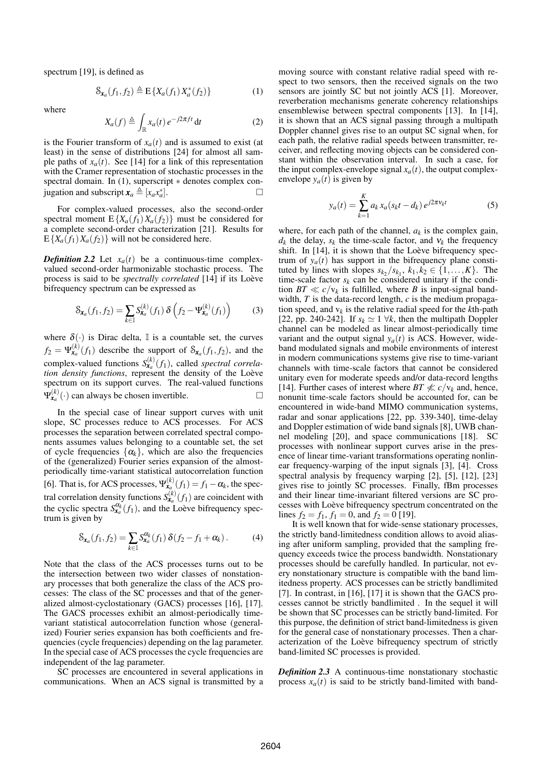spectrum [19], is defined as

$$\mathcal{S}_{\boldsymbol{x}_a}(f_1, f_2) \triangleq \mathrm{E}\{X_a(f_1)\, X_a^*(f_2)\} \tag{1}$$

where

$$X_a(f) \triangleq \int_{\mathbb{R}} x_a(t)\, e^{-j2\pi f t}\, \mathrm{d}t \tag{2}$$

is the Fourier transform of $x_a(t)$ and is assumed to exist (at least) in the sense of distributions [24] for almost all sample paths of $x_a(t)$. See [14] for a link of this representation with the Cramer representation of stochastic processes in the spectral domain. In (1), superscript $*$ denotes complex conjugation and subscript $\boldsymbol{x}_a \triangleq [x_a x_a^*]$. □

For complex-valued processes, also the second-order spectral moment $\mathrm{E}\{X_a(f_1)\, X_a(f_2)\}$ must be considered for a complete second-order characterization [21]. Results for $\mathrm{E}\{X_a(f_1)\, X_a(f_2)\}$ will not be considered here.

***Definition 2.2*** Let $x_a(t)$ be a continuous-time complex-valued second-order harmonizable stochastic process. The process is said to be *spectrally correlated* [14] if its Loève bifrequency spectrum can be expressed as

$$\mathcal{S}_{\boldsymbol{x}_a}(f_1, f_2) = \sum_{k \in \mathbb{I}} S_{\boldsymbol{x}_a}^{(k)}(f_1)\, \delta\left(f_2 - \Psi_{\boldsymbol{x}_a}^{(k)}(f_1)\right) \tag{3}$$

where $\delta(\cdot)$ is Dirac delta, $\mathbb{I}$ is a countable set, the curves $f_2 = \Psi_{\boldsymbol{x}_a}^{(k)}(f_1)$ describe the support of $\mathcal{S}_{\boldsymbol{x}_a}(f_1, f_2)$, and the complex-valued functions $S_{\boldsymbol{x}_a}^{(k)}(f_1)$, called *spectral correlation density functions*, represent the density of the Loève spectrum on its support curves. The real-valued functions $\Psi_{\boldsymbol{x}_a}^{(k)}(\cdot)$ can always be chosen invertible. □

In the special case of linear support curves with unit slope, SC processes reduce to ACS processes. For ACS processes the separation between correlated spectral components assumes values belonging to a countable set, the set of cycle frequencies $\{\alpha_k\}$, which are also the frequencies of the (generalized) Fourier series expansion of the almost-periodically time-variant statistical autocorrelation function [6]. That is, for ACS processes, $\Psi_{\boldsymbol{x}_a}^{(k)}(f_1) = f_1 - \alpha_k$, the spectral correlation density functions $S_{\boldsymbol{x}_a}^{(k)}(f_1)$ are coincident with the cyclic spectra $S_{\boldsymbol{x}_a}^{\alpha_k}(f_1)$, and the Loève bifrequency spectrum is given by

$$\mathcal{S}_{\boldsymbol{x}_a}(f_1, f_2) = \sum_{k \in \mathbb{I}} S_{\boldsymbol{x}_a}^{\alpha_k}(f_1)\, \delta(f_2 - f_1 + \alpha_k)\,. \tag{4}$$

Note that the class of the ACS processes turns out to be the intersection between two wider classes of nonstationary processes that both generalize the class of the ACS processes: The class of the SC processes and that of the generalized almost-cyclostationary (GACS) processes [16], [17]. The GACS processes exhibit an almost-periodically time-variant statistical autocorrelation function whose (generalized) Fourier series expansion has both coefficients and frequencies (cycle frequencies) depending on the lag parameter. In the special case of ACS processes the cycle frequencies are independent of the lag parameter.

SC processes are encountered in several applications in communications. When an ACS signal is transmitted by a moving source with constant relative radial speed with respect to two sensors, then the received signals on the two sensors are jointly SC but not jointly ACS [1]. Moreover, reverberation mechanisms generate coherency relationships ensemblewise between spectral components [13]. In [14], it is shown that an ACS signal passing through a multipath Doppler channel gives rise to an output SC signal when, for each path, the relative radial speeds between transmitter, receiver, and reflecting moving objects can be considered constant within the observation interval. In such a case, for the input complex-envelope signal $x_a(t)$, the output complex-envelope $y_a(t)$ is given by

$$y_a(t) = \sum_{k=1}^{K} a_k\, x_a(s_k t - d_k)\, e^{j2\pi \nu_k t} \tag{5}$$

where, for each path of the channel, $a_k$ is the complex gain, $d_k$ the delay, $s_k$ the time-scale factor, and $\nu_k$ the frequency shift. In [14], it is shown that the Loève bifrequency spectrum of $y_a(t)$ has support in the bifrequency plane constituted by lines with slopes $s_{k_2}/s_{k_1}$, $k_1, k_2 \in \{1, \ldots, K\}$. The time-scale factor $s_k$ can be considered unitary if the condition $BT \ll c/\mathrm{v}_k$ is fulfilled, where $B$ is input-signal bandwidth, $T$ is the data-record length, $c$ is the medium propagation speed, and $\mathrm{v}_k$ is the relative radial speed for the $k$th-path [22, pp. 240-242]. If $s_k \simeq 1\ \forall k$, then the multipath Doppler channel can be modeled as linear almost-periodically time variant and the output signal $y_a(t)$ is ACS. However, wide-band modulated signals and mobile environments of interest in modern communications systems give rise to time-variant channels with time-scale factors that cannot be considered unitary even for moderate speeds and/or data-record lengths [14]. Further cases of interest where $BT \not\ll c/\mathrm{v}_k$ and, hence, nonunit time-scale factors should be accounted for, can be encountered in wide-band MIMO communication systems, radar and sonar applications [22, pp. 339-340], time-delay and Doppler estimation of wide band signals [8], UWB channel modeling [20], and space communications [18]. SC processes with nonlinear support curves arise in the presence of linear time-variant transformations operating nonlinear frequency-warping of the input signals [3], [4]. Cross spectral analysis by frequency warping [2], [5], [12], [23] gives rise to jointly SC processes. Finally, fBm processes and their linear time-invariant filtered versions are SC processes with Loève bifrequency spectrum concentrated on the lines $f_2 = f_1$, $f_1 = 0$, and $f_2 = 0$ [19].

It is well known that for wide-sense stationary processes, the strictly band-limitedness condition allows to avoid aliasing after uniform sampling, provided that the sampling frequency exceeds twice the process bandwidth. Nonstationary processes should be carefully handled. In particular, not every nonstationary structure is compatible with the band limitedness property. ACS processes can be strictly bandlimited [7]. In contrast, in [16], [17] it is shown that the GACS processes cannot be strictly bandlimited . In the sequel it will be shown that SC processes can be strictly band-limited. For this purpose, the definition of strict band-limitedness is given for the general case of nonstationary processes. Then a characterization of the Loève bifrequency spectrum of strictly band-limited SC processes is provided.

***Definition 2.3*** A continuous-time nonstationary stochastic process $x_a(t)$ is said to be strictly band-limited with band-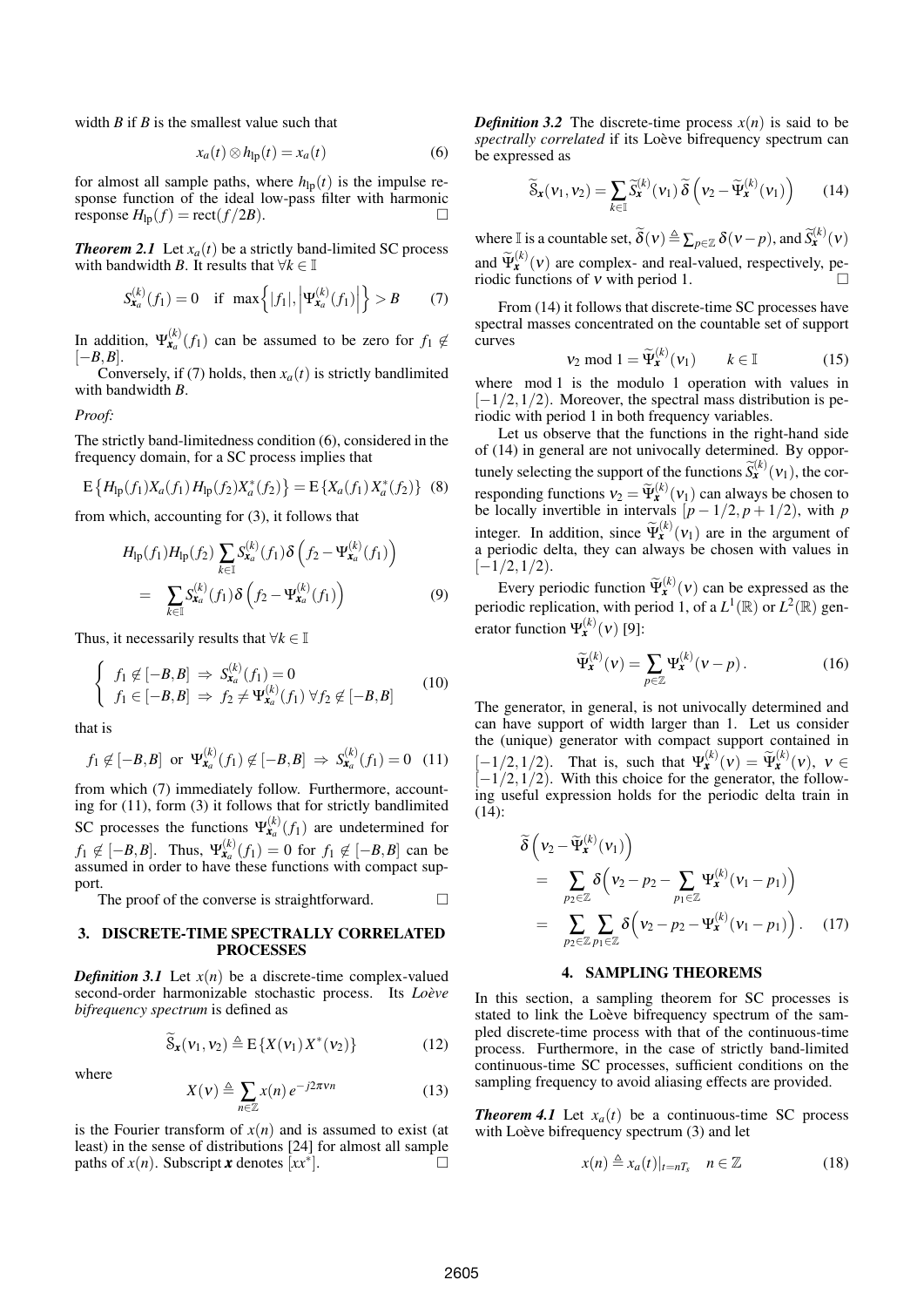width $B$ if $B$ is the smallest value such that

$$x_a(t) \otimes h_{\text{lp}}(t) = x_a(t) \tag{6}$$

for almost all sample paths, where $h_{\text{lp}}(t)$ is the impulse response function of the ideal low-pass filter with harmonic response $H_{\text{lp}}(f) = \text{rect}(f/2B)$. □

***Theorem 2.1*** Let $x_a(t)$ be a strictly band-limited SC process with bandwidth $B$. It results that $\forall k \in \mathbb{I}$

$$S_{\boldsymbol{x}_a}^{(k)}(f_1) = 0 \quad \text{if} \ \max\left\{|f_1|, \left|\Psi_{\boldsymbol{x}_a}^{(k)}(f_1)\right|\right\} > B \tag{7}$$

In addition, $\Psi_{\boldsymbol{x}_a}^{(k)}(f_1)$ can be assumed to be zero for $f_1 \notin [-B, B]$.

Conversely, if (7) holds, then $x_a(t)$ is strictly bandlimited with bandwidth $B$.

*Proof:*

The strictly band-limitedness condition (6), considered in the frequency domain, for a SC process implies that

$$\mathrm{E}\left\{H_{\text{lp}}(f_1) X_a(f_1) H_{\text{lp}}(f_2) X_a^*(f_2)\right\} = \mathrm{E}\left\{X_a(f_1) X_a^*(f_2)\right\} \tag{8}$$

from which, accounting for (3), it follows that

$$\begin{aligned} & H_{\text{lp}}(f_1) H_{\text{lp}}(f_2) \sum_{k \in \mathbb{I}} S_{\boldsymbol{x}_a}^{(k)}(f_1) \delta\left(f_2 - \Psi_{\boldsymbol{x}_a}^{(k)}(f_1)\right) \\ &= \sum_{k \in \mathbb{I}} S_{\boldsymbol{x}_a}^{(k)}(f_1) \delta\left(f_2 - \Psi_{\boldsymbol{x}_a}^{(k)}(f_1)\right) \end{aligned} \tag{9}$$

Thus, it necessarily results that $\forall k \in \mathbb{I}$

$$\begin{cases} f_1 \notin [-B, B] \Rightarrow S_{\boldsymbol{x}_a}^{(k)}(f_1) = 0 \\ f_1 \in [-B, B] \Rightarrow f_2 \neq \Psi_{\boldsymbol{x}_a}^{(k)}(f_1) \ \forall f_2 \notin [-B, B] \end{cases} \tag{10}$$

that is

$$f_1 \notin [-B, B] \ \text{or} \ \Psi_{\boldsymbol{x}_a}^{(k)}(f_1) \notin [-B, B] \Rightarrow S_{\boldsymbol{x}_a}^{(k)}(f_1) = 0 \tag{11}$$

from which (7) immediately follow. Furthermore, accounting for (11), form (3) it follows that for strictly bandlimited SC processes the functions $\Psi_{\boldsymbol{x}_a}^{(k)}(f_1)$ are undetermined for $f_1 \notin [-B, B]$. Thus, $\Psi_{\boldsymbol{x}_a}^{(k)}(f_1) = 0$ for $f_1 \notin [-B, B]$ can be assumed in order to have these functions with compact support.

The proof of the converse is straightforward. □

## 3. DISCRETE-TIME SPECTRALLY CORRELATED PROCESSES

***Definition 3.1*** Let $x(n)$ be a discrete-time complex-valued second-order harmonizable stochastic process. Its *Loève bifrequency spectrum* is defined as

$$\widetilde{\mathrm{S}}_{\boldsymbol{x}}(\nu_1, \nu_2) \triangleq \mathrm{E}\left\{X(\nu_1) X^*(\nu_2)\right\} \tag{12}$$

where

$$X(\nu) \triangleq \sum_{n \in \mathbb{Z}} x(n) \, e^{-j2\pi\nu n} \tag{13}$$

is the Fourier transform of $x(n)$ and is assumed to exist (at least) in the sense of distributions [24] for almost all sample paths of $x(n)$. Subscript $\boldsymbol{x}$ denotes $[xx^*]$. □

***Definition 3.2*** The discrete-time process $x(n)$ is said to be *spectrally correlated* if its Loève bifrequency spectrum can be expressed as

$$\widetilde{\mathrm{S}}_{\boldsymbol{x}}(\nu_1, \nu_2) = \sum_{k \in \mathbb{I}} \widetilde{S}_{\boldsymbol{x}}^{(k)}(\nu_1) \, \widetilde{\delta}\left(\nu_2 - \widetilde{\Psi}_{\boldsymbol{x}}^{(k)}(\nu_1)\right) \tag{14}$$

where $\mathbb{I}$ is a countable set, $\widetilde{\delta}(\nu) \triangleq \sum_{p \in \mathbb{Z}} \delta(\nu - p)$, and $\widetilde{S}_{\boldsymbol{x}}^{(k)}(\nu)$ and $\widetilde{\Psi}_{\boldsymbol{x}}^{(k)}(\nu)$ are complex- and real-valued, respectively, periodic functions of $\nu$ with period 1. □

From (14) it follows that discrete-time SC processes have spectral masses concentrated on the countable set of support curves

$$\nu_2 \bmod 1 = \widetilde{\Psi}_{\boldsymbol{x}}^{(k)}(\nu_1) \qquad k \in \mathbb{I} \tag{15}$$

where mod 1 is the modulo 1 operation with values in $[-1/2, 1/2)$. Moreover, the spectral mass distribution is periodic with period 1 in both frequency variables.

Let us observe that the functions in the right-hand side of (14) in general are not univocally determined. By opportunely selecting the support of the functions $\widetilde{S}_{\boldsymbol{x}}^{(k)}(\nu_1)$, the corresponding functions $\nu_2 = \widetilde{\Psi}_{\boldsymbol{x}}^{(k)}(\nu_1)$ can always be chosen to be locally invertible in intervals $[p - 1/2, p + 1/2)$, with $p$ integer. In addition, since $\widetilde{\Psi}_{\boldsymbol{x}}^{(k)}(\nu_1)$ are in the argument of a periodic delta, they can always be chosen with values in $[-1/2, 1/2)$.

Every periodic function $\widetilde{\Psi}_{\boldsymbol{x}}^{(k)}(\nu)$ can be expressed as the periodic replication, with period 1, of a $L^1(\mathbb{R})$ or $L^2(\mathbb{R})$ generator function $\Psi_{\boldsymbol{x}}^{(k)}(\nu)$ [9]:

$$\widetilde{\Psi}_{\boldsymbol{x}}^{(k)}(\nu) = \sum_{p \in \mathbb{Z}} \Psi_{\boldsymbol{x}}^{(k)}(\nu - p) \, . \tag{16}$$

The generator, in general, is not univocally determined and can have support of width larger than 1. Let us consider the (unique) generator with compact support contained in $[-1/2, 1/2)$. That is, such that $\Psi_{\boldsymbol{x}}^{(k)}(\nu) = \widetilde{\Psi}_{\boldsymbol{x}}^{(k)}(\nu)$, $\nu \in [-1/2, 1/2)$. With this choice for the generator, the following useful expression holds for the periodic delta train in (14):

$$\begin{aligned} & \widetilde{\delta}\left(\nu_2 - \widetilde{\Psi}_{\boldsymbol{x}}^{(k)}(\nu_1)\right) \\ &= \sum_{p_2 \in \mathbb{Z}} \delta\Big(\nu_2 - p_2 - \sum_{p_1 \in \mathbb{Z}} \Psi_{\boldsymbol{x}}^{(k)}(\nu_1 - p_1)\Big) \\ &= \sum_{p_2 \in \mathbb{Z}} \sum_{p_1 \in \mathbb{Z}} \delta\Big(\nu_2 - p_2 - \Psi_{\boldsymbol{x}}^{(k)}(\nu_1 - p_1)\Big) \, . \end{aligned} \tag{17}$$

## 4. SAMPLING THEOREMS

In this section, a sampling theorem for SC processes is stated to link the Loève bifrequency spectrum of the sampled discrete-time process with that of the continuous-time process. Furthermore, in the case of strictly band-limited continuous-time SC processes, sufficient conditions on the sampling frequency to avoid aliasing effects are provided.

***Theorem 4.1*** Let $x_a(t)$ be a continuous-time SC process with Loève bifrequency spectrum (3) and let

$$x(n) \triangleq x_a(t)|_{t = nT_s} \quad n \in \mathbb{Z} \tag{18}$$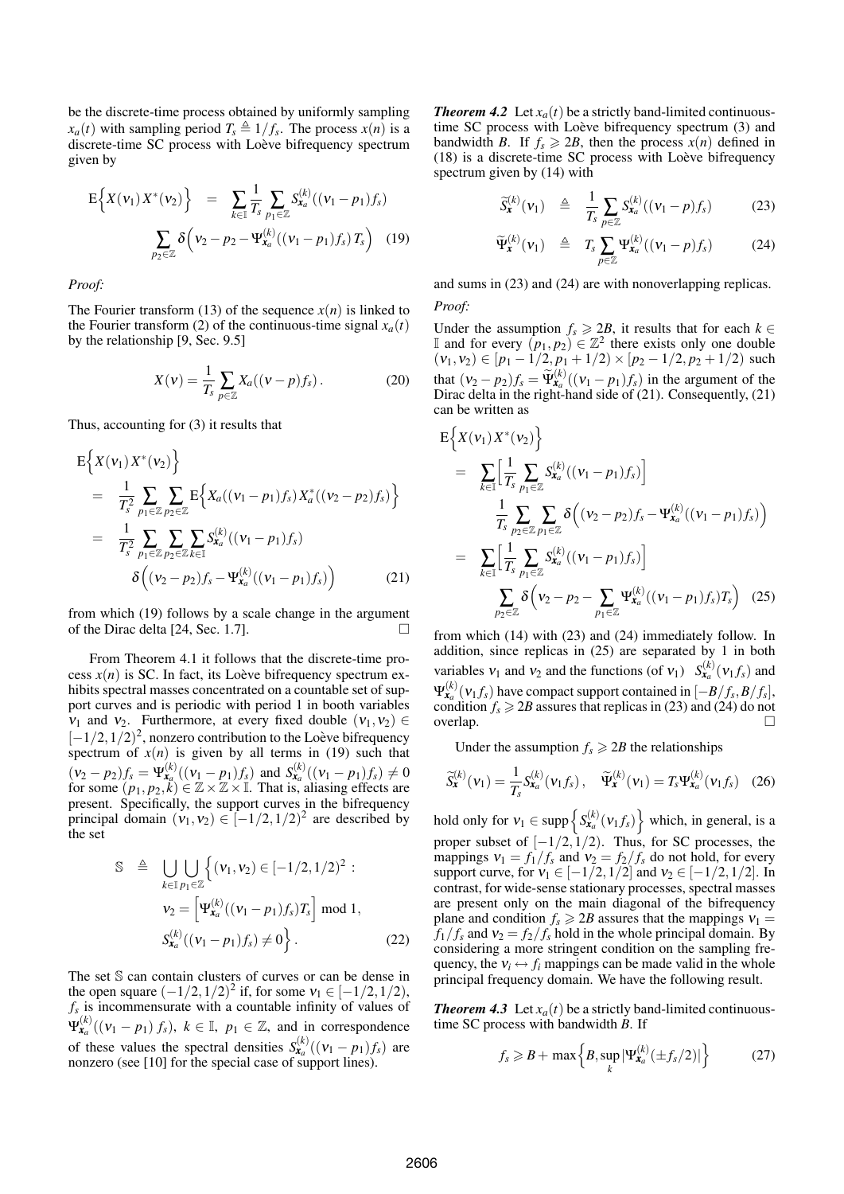be the discrete-time process obtained by uniformly sampling $x_a(t)$ with sampling period $T_s \triangleq 1/f_s$. The process $x(n)$ is a discrete-time SC process with Loève bifrequency spectrum given by

$$
\mathrm{E}\Big\{X(\nu_1)\,X^*(\nu_2)\Big\} \;=\; \sum_{k\in\mathbb{I}} \frac{1}{T_s} \sum_{p_1\in\mathbb{Z}} S^{(k)}_{\boldsymbol{x}_a}((\nu_1-p_1)f_s) \sum_{p_2\in\mathbb{Z}} \delta\Big(\nu_2 - p_2 - \Psi^{(k)}_{\boldsymbol{x}_a}((\nu_1-p_1)f_s)\,T_s\Big) \quad (19)
$$

*Proof:*

The Fourier transform (13) of the sequence $x(n)$ is linked to the Fourier transform (2) of the continuous-time signal $x_a(t)$ by the relationship [9, Sec. 9.5]

$$
X(\nu) = \frac{1}{T_s} \sum_{p\in\mathbb{Z}} X_a((\nu-p)f_s)\,. \quad (20)
$$

Thus, accounting for (3) it results that

$$
\begin{aligned}
\mathrm{E}\Big\{X(\nu_1)\,X^*(\nu_2)\Big\}
&= \frac{1}{T_s^2} \sum_{p_1\in\mathbb{Z}} \sum_{p_2\in\mathbb{Z}} \mathrm{E}\Big\{X_a((\nu_1-p_1)f_s)\,X_a^*((\nu_2-p_2)f_s)\Big\} \\
&= \frac{1}{T_s^2} \sum_{p_1\in\mathbb{Z}} \sum_{p_2\in\mathbb{Z}} \sum_{k\in\mathbb{I}} S^{(k)}_{\boldsymbol{x}_a}((\nu_1-p_1)f_s) \\
&\qquad \delta\Big((\nu_2-p_2)f_s - \Psi^{(k)}_{\boldsymbol{x}_a}((\nu_1-p_1)f_s)\Big) \qquad (21)
\end{aligned}
$$

from which (19) follows by a scale change in the argument of the Dirac delta [24, Sec. 1.7]. □

From Theorem 4.1 it follows that the discrete-time process $x(n)$ is SC. In fact, its Loève bifrequency spectrum exhibits spectral masses concentrated on a countable set of support curves and is periodic with period 1 in booth variables $\nu_1$ and $\nu_2$. Furthermore, at every fixed double $(\nu_1,\nu_2) \in [-1/2,1/2)^2$, nonzero contribution to the Loève bifrequency spectrum of $x(n)$ is given by all terms in (19) such that $(\nu_2-p_2)f_s = \Psi^{(k)}_{\boldsymbol{x}_a}((\nu_1-p_1)f_s)$ and $S^{(k)}_{\boldsymbol{x}_a}((\nu_1-p_1)f_s) \neq 0$ for some $(p_1,p_2,k) \in \mathbb{Z}\times\mathbb{Z}\times\mathbb{I}$. That is, aliasing effects are present. Specifically, the support curves in the bifrequency principal domain $(\nu_1,\nu_2) \in [-1/2,1/2)^2$ are described by the set

$$
\begin{aligned}
\mathbb{S} \;\triangleq\; \bigcup_{k\in\mathbb{I}} \bigcup_{p_1\in\mathbb{Z}} \Big\{ (\nu_1,\nu_2) \in [-1/2,1/2)^2 :\; & \nu_2 = \Big[\Psi^{(k)}_{\boldsymbol{x}_a}((\nu_1-p_1)f_s)T_s\Big] \bmod 1, \\
& S^{(k)}_{\boldsymbol{x}_a}((\nu_1-p_1)f_s) \neq 0 \Big\}\,. \qquad (22)
\end{aligned}
$$

The set $\mathbb{S}$ can contain clusters of curves or can be dense in the open square $(-1/2,1/2)^2$ if, for some $\nu_1 \in [-1/2,1/2)$, $f_s$ is incommensurate with a countable infinity of values of $\Psi^{(k)}_{\boldsymbol{x}_a}((\nu_1-p_1)\,f_s)$, $k\in\mathbb{I}$, $p_1\in\mathbb{Z}$, and in correspondence of these values the spectral densities $S^{(k)}_{\boldsymbol{x}_a}((\nu_1-p_1)f_s)$ are nonzero (see [10] for the special case of support lines).

***Theorem 4.2*** Let $x_a(t)$ be a strictly band-limited continuous-time SC process with Loève bifrequency spectrum (3) and bandwidth $B$. If $f_s \geqslant 2B$, then the process $x(n)$ defined in (18) is a discrete-time SC process with Loève bifrequency spectrum given by (14) with

$$
\widetilde{S}^{(k)}_{\boldsymbol{x}}(\nu_1) \;\triangleq\; \frac{1}{T_s}\sum_{p\in\mathbb{Z}} S^{(k)}_{\boldsymbol{x}_a}((\nu_1-p)f_s) \quad (23)
$$

$$
\widetilde{\Psi}^{(k)}_{\boldsymbol{x}}(\nu_1) \;\triangleq\; T_s\sum_{p\in\mathbb{Z}} \Psi^{(k)}_{\boldsymbol{x}_a}((\nu_1-p)f_s) \quad (24)
$$

and sums in (23) and (24) are with nonoverlapping replicas.

*Proof:*

Under the assumption $f_s \geqslant 2B$, it results that for each $k \in \mathbb{I}$ and for every $(p_1,p_2) \in \mathbb{Z}^2$ there exists only one double $(\nu_1,\nu_2) \in [p_1-1/2,p_1+1/2)\times[p_2-1/2,p_2+1/2)$ such that $(\nu_2-p_2)f_s = \widetilde{\Psi}^{(k)}_{\boldsymbol{x}_a}((\nu_1-p_1)f_s)$ in the argument of the Dirac delta in the right-hand side of (21). Consequently, (21) can be written as

$$
\begin{aligned}
\mathrm{E}\Big\{X(\nu_1)\,X^*(\nu_2)\Big\}
&= \sum_{k\in\mathbb{I}} \Big[\frac{1}{T_s}\sum_{p_1\in\mathbb{Z}} S^{(k)}_{\boldsymbol{x}_a}((\nu_1-p_1)f_s)\Big] \frac{1}{T_s}\sum_{p_2\in\mathbb{Z}}\sum_{p_1\in\mathbb{Z}} \delta\Big((\nu_2-p_2)f_s - \Psi^{(k)}_{\boldsymbol{x}_a}((\nu_1-p_1)f_s)\Big) \\
&= \sum_{k\in\mathbb{I}} \Big[\frac{1}{T_s}\sum_{p_1\in\mathbb{Z}} S^{(k)}_{\boldsymbol{x}_a}((\nu_1-p_1)f_s)\Big] \sum_{p_2\in\mathbb{Z}} \delta\Big(\nu_2 - p_2 - \sum_{p_1\in\mathbb{Z}} \Psi^{(k)}_{\boldsymbol{x}_a}((\nu_1-p_1)f_s)T_s\Big) \quad (25)
\end{aligned}
$$

from which (14) with (23) and (24) immediately follow. In addition, since replicas in (25) are separated by 1 in both variables $\nu_1$ and $\nu_2$ and the functions (of $\nu_1$) $S^{(k)}_{\boldsymbol{x}_a}(\nu_1 f_s)$ and $\Psi^{(k)}_{\boldsymbol{x}_a}(\nu_1 f_s)$ have compact support contained in $[-B/f_s, B/f_s]$, condition $f_s \geqslant 2B$ assures that replicas in (23) and (24) do not overlap. □

Under the assumption $f_s \geqslant 2B$ the relationships

$$
\widetilde{S}^{(k)}_{\boldsymbol{x}}(\nu_1) = \frac{1}{T_s} S^{(k)}_{\boldsymbol{x}_a}(\nu_1 f_s)\,, \quad \widetilde{\Psi}^{(k)}_{\boldsymbol{x}}(\nu_1) = T_s \Psi^{(k)}_{\boldsymbol{x}_a}(\nu_1 f_s) \quad (26)
$$

hold only for $\nu_1 \in \mathrm{supp}\Big\{S^{(k)}_{\boldsymbol{x}_a}(\nu_1 f_s)\Big\}$ which, in general, is a proper subset of $[-1/2,1/2)$. Thus, for SC processes, the mappings $\nu_1 = f_1/f_s$ and $\nu_2 = f_2/f_s$ do not hold, for every support curve, for $\nu_1 \in [-1/2,1/2]$ and $\nu_2 \in [-1/2,1/2]$. In contrast, for wide-sense stationary processes, spectral masses are present only on the main diagonal of the bifrequency plane and condition $f_s \geqslant 2B$ assures that the mappings $\nu_1 = f_1/f_s$ and $\nu_2 = f_2/f_s$ hold in the whole principal domain. By considering a more stringent condition on the sampling frequency, the $\nu_i \leftrightarrow f_i$ mappings can be made valid in the whole principal frequency domain. We have the following result.

***Theorem 4.3*** Let $x_a(t)$ be a strictly band-limited continuous-time SC process with bandwidth $B$. If

$$
f_s \geqslant B + \max\Big\{B, \sup_k |\Psi^{(k)}_{\boldsymbol{x}_a}(\pm f_s/2)|\Big\} \quad (27)
$$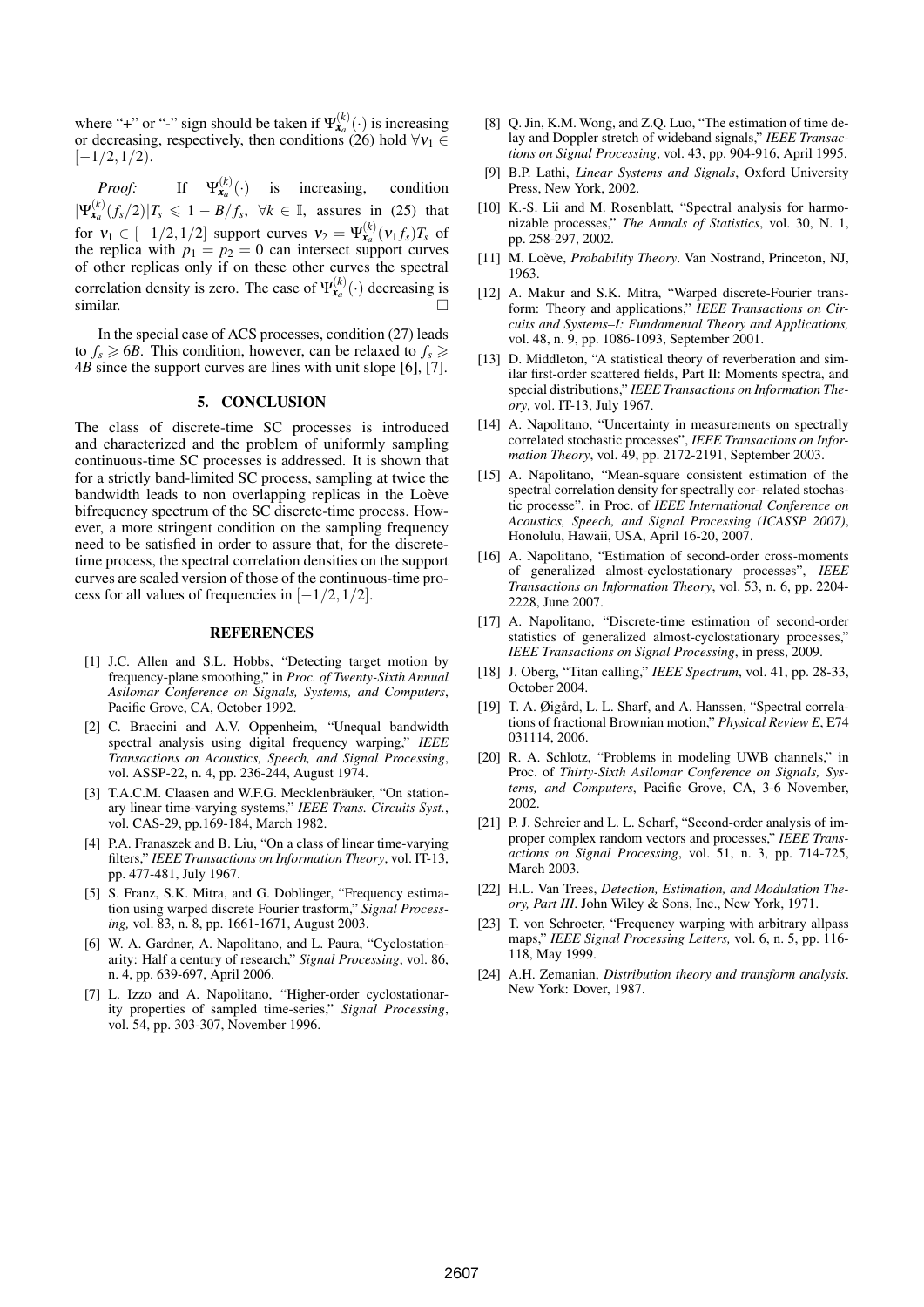where "+" or "-" sign should be taken if $\Psi^{(k)}_{\boldsymbol{x}_a}(\cdot)$ is increasing or decreasing, respectively, then conditions (26) hold $\forall \nu_1 \in [-1/2, 1/2)$.

*Proof:* If $\Psi^{(k)}_{\boldsymbol{x}_a}(\cdot)$ is increasing, condition $|\Psi^{(k)}_{\boldsymbol{x}_a}(f_s/2)|T_s \leqslant 1 - B/f_s$, $\forall k \in \mathbb{I}$, assures in (25) that for $\nu_1 \in [-1/2, 1/2]$ support curves $\nu_2 = \Psi^{(k)}_{\boldsymbol{x}_a}(\nu_1 f_s)T_s$ of the replica with $p_1 = p_2 = 0$ can intersect support curves of other replicas only if on these other curves the spectral correlation density is zero. The case of $\Psi^{(k)}_{\boldsymbol{x}_a}(\cdot)$ decreasing is similar. □

In the special case of ACS processes, condition (27) leads to $f_s \geqslant 6B$. This condition, however, can be relaxed to $f_s \geqslant 4B$ since the support curves are lines with unit slope [6], [7].

## 5. CONCLUSION

The class of discrete-time SC processes is introduced and characterized and the problem of uniformly sampling continuous-time SC processes is addressed. It is shown that for a strictly band-limited SC process, sampling at twice the bandwidth leads to non overlapping replicas in the Loève bifrequency spectrum of the SC discrete-time process. However, a more stringent condition on the sampling frequency need to be satisfied in order to assure that, for the discrete-time process, the spectral correlation densities on the support curves are scaled version of those of the continuous-time process for all values of frequencies in $[-1/2, 1/2]$.

## REFERENCES

- [1] J.C. Allen and S.L. Hobbs, "Detecting target motion by frequency-plane smoothing," in *Proc. of Twenty-Sixth Annual Asilomar Conference on Signals, Systems, and Computers*, Pacific Grove, CA, October 1992.
- [2] C. Braccini and A.V. Oppenheim, "Unequal bandwidth spectral analysis using digital frequency warping," *IEEE Transactions on Acoustics, Speech, and Signal Processing*, vol. ASSP-22, n. 4, pp. 236-244, August 1974.
- [3] T.A.C.M. Claasen and W.F.G. Mecklenbräuker, "On stationary linear time-varying systems," *IEEE Trans. Circuits Syst.*, vol. CAS-29, pp.169-184, March 1982.
- [4] P.A. Franaszek and B. Liu, "On a class of linear time-varying filters," *IEEE Transactions on Information Theory*, vol. IT-13, pp. 477-481, July 1967.
- [5] S. Franz, S.K. Mitra, and G. Doblinger, "Frequency estimation using warped discrete Fourier trasform," *Signal Processing,* vol. 83, n. 8, pp. 1661-1671, August 2003.
- [6] W. A. Gardner, A. Napolitano, and L. Paura, "Cyclostationarity: Half a century of research," *Signal Processing*, vol. 86, n. 4, pp. 639-697, April 2006.
- [7] L. Izzo and A. Napolitano, "Higher-order cyclostationarity properties of sampled time-series," *Signal Processing*, vol. 54, pp. 303-307, November 1996.
- [8] Q. Jin, K.M. Wong, and Z.Q. Luo, "The estimation of time delay and Doppler stretch of wideband signals," *IEEE Transactions on Signal Processing*, vol. 43, pp. 904-916, April 1995.
- [9] B.P. Lathi, *Linear Systems and Signals*, Oxford University Press, New York, 2002.
- [10] K.-S. Lii and M. Rosenblatt, "Spectral analysis for harmonizable processes," *The Annals of Statistics*, vol. 30, N. 1, pp. 258-297, 2002.
- [11] M. Loève, *Probability Theory*. Van Nostrand, Princeton, NJ, 1963.
- [12] A. Makur and S.K. Mitra, "Warped discrete-Fourier transform: Theory and applications," *IEEE Transactions on Circuits and Systems–I: Fundamental Theory and Applications,* vol. 48, n. 9, pp. 1086-1093, September 2001.
- [13] D. Middleton, "A statistical theory of reverberation and similar first-order scattered fields, Part II: Moments spectra, and special distributions," *IEEE Transactions on Information Theory*, vol. IT-13, July 1967.
- [14] A. Napolitano, "Uncertainty in measurements on spectrally correlated stochastic processes", *IEEE Transactions on Information Theory*, vol. 49, pp. 2172-2191, September 2003.
- [15] A. Napolitano, "Mean-square consistent estimation of the spectral correlation density for spectrally cor- related stochastic processe", in Proc. of *IEEE International Conference on Acoustics, Speech, and Signal Processing (ICASSP 2007)*, Honolulu, Hawaii, USA, April 16-20, 2007.
- [16] A. Napolitano, "Estimation of second-order cross-moments of generalized almost-cyclostationary processes", *IEEE Transactions on Information Theory*, vol. 53, n. 6, pp. 2204-2228, June 2007.
- [17] A. Napolitano, "Discrete-time estimation of second-order statistics of generalized almost-cyclostationary processes," *IEEE Transactions on Signal Processing*, in press, 2009.
- [18] J. Oberg, "Titan calling," *IEEE Spectrum*, vol. 41, pp. 28-33, October 2004.
- [19] T. A. Øigård, L. L. Sharf, and A. Hanssen, "Spectral correlations of fractional Brownian motion," *Physical Review E*, E74 031114, 2006.
- [20] R. A. Schlotz, "Problems in modeling UWB channels," in Proc. of *Thirty-Sixth Asilomar Conference on Signals, Systems, and Computers*, Pacific Grove, CA, 3-6 November, 2002.
- [21] P. J. Schreier and L. L. Scharf, "Second-order analysis of improper complex random vectors and processes," *IEEE Transactions on Signal Processing*, vol. 51, n. 3, pp. 714-725, March 2003.
- [22] H.L. Van Trees, *Detection, Estimation, and Modulation Theory, Part III*. John Wiley & Sons, Inc., New York, 1971.
- [23] T. von Schroeter, "Frequency warping with arbitrary allpass maps," *IEEE Signal Processing Letters,* vol. 6, n. 5, pp. 116-118, May 1999.
- [24] A.H. Zemanian, *Distribution theory and transform analysis*. New York: Dover, 1987.